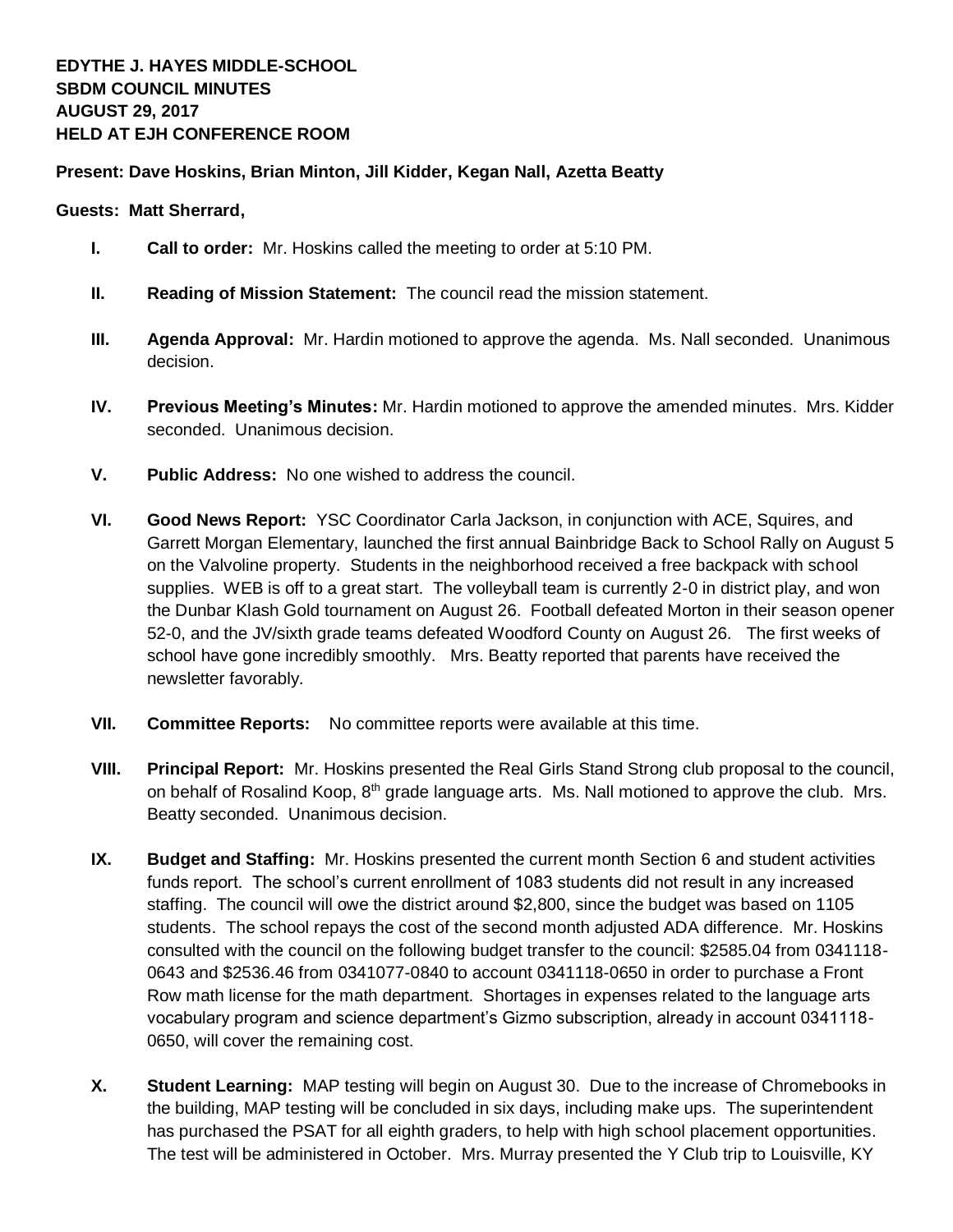**EDYTHE J. HAYES MIDDLE-SCHOOL**
**SBDM COUNCIL MINUTES**
**AUGUST 29, 2017**
**HELD AT EJH CONFERENCE ROOM**

**Present: Dave Hoskins, Brian Minton, Jill Kidder, Kegan Nall, Azetta Beatty**

**Guests: Matt Sherrard,**

- **I. Call to order:** Mr. Hoskins called the meeting to order at 5:10 PM.
- **II. Reading of Mission Statement:** The council read the mission statement.
- **III. Agenda Approval:** Mr. Hardin motioned to approve the agenda. Ms. Nall seconded. Unanimous decision.
- **IV. Previous Meeting's Minutes:** Mr. Hardin motioned to approve the amended minutes. Mrs. Kidder seconded. Unanimous decision.
- **V. Public Address:** No one wished to address the council.
- **VI. Good News Report:** YSC Coordinator Carla Jackson, in conjunction with ACE, Squires, and Garrett Morgan Elementary, launched the first annual Bainbridge Back to School Rally on August 5 on the Valvoline property. Students in the neighborhood received a free backpack with school supplies. WEB is off to a great start. The volleyball team is currently 2-0 in district play, and won the Dunbar Klash Gold tournament on August 26. Football defeated Morton in their season opener 52-0, and the JV/sixth grade teams defeated Woodford County on August 26. The first weeks of school have gone incredibly smoothly. Mrs. Beatty reported that parents have received the newsletter favorably.
- **VII. Committee Reports:** No committee reports were available at this time.
- **VIII. Principal Report:** Mr. Hoskins presented the Real Girls Stand Strong club proposal to the council, on behalf of Rosalind Koop, 8th grade language arts. Ms. Nall motioned to approve the club. Mrs. Beatty seconded. Unanimous decision.
- **IX. Budget and Staffing:** Mr. Hoskins presented the current month Section 6 and student activities funds report. The school's current enrollment of 1083 students did not result in any increased staffing. The council will owe the district around $2,800, since the budget was based on 1105 students. The school repays the cost of the second month adjusted ADA difference. Mr. Hoskins consulted with the council on the following budget transfer to the council: $2585.04 from 0341118-0643 and $2536.46 from 0341077-0840 to account 0341118-0650 in order to purchase a Front Row math license for the math department. Shortages in expenses related to the language arts vocabulary program and science department's Gizmo subscription, already in account 0341118-0650, will cover the remaining cost.
- **X. Student Learning:** MAP testing will begin on August 30. Due to the increase of Chromebooks in the building, MAP testing will be concluded in six days, including make ups. The superintendent has purchased the PSAT for all eighth graders, to help with high school placement opportunities. The test will be administered in October. Mrs. Murray presented the Y Club trip to Louisville, KY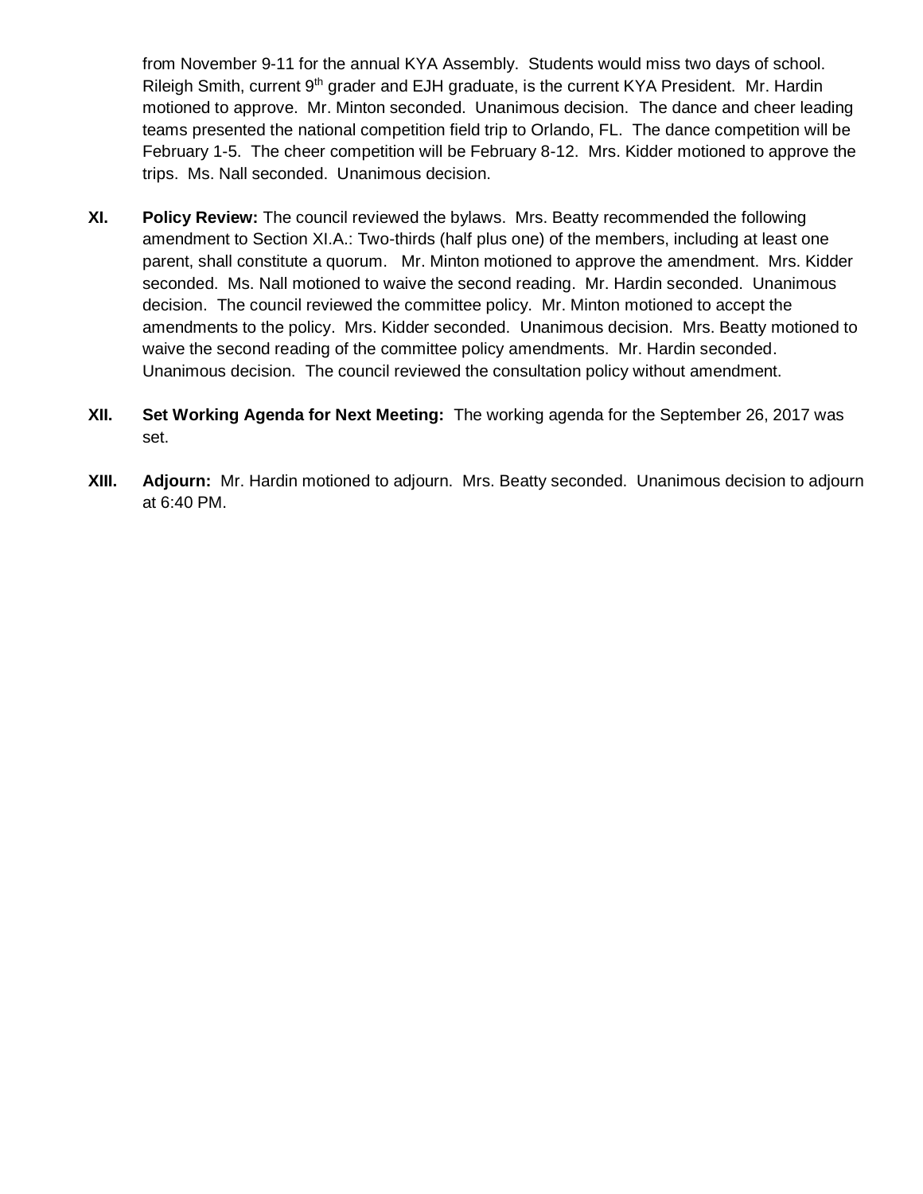from November 9-11 for the annual KYA Assembly. Students would miss two days of school. Rileigh Smith, current 9th grader and EJH graduate, is the current KYA President. Mr. Hardin motioned to approve. Mr. Minton seconded. Unanimous decision. The dance and cheer leading teams presented the national competition field trip to Orlando, FL. The dance competition will be February 1-5. The cheer competition will be February 8-12. Mrs. Kidder motioned to approve the trips. Ms. Nall seconded. Unanimous decision.

**XI. Policy Review:** The council reviewed the bylaws. Mrs. Beatty recommended the following amendment to Section XI.A.: Two-thirds (half plus one) of the members, including at least one parent, shall constitute a quorum. Mr. Minton motioned to approve the amendment. Mrs. Kidder seconded. Ms. Nall motioned to waive the second reading. Mr. Hardin seconded. Unanimous decision. The council reviewed the committee policy. Mr. Minton motioned to accept the amendments to the policy. Mrs. Kidder seconded. Unanimous decision. Mrs. Beatty motioned to waive the second reading of the committee policy amendments. Mr. Hardin seconded. Unanimous decision. The council reviewed the consultation policy without amendment.

**XII. Set Working Agenda for Next Meeting:** The working agenda for the September 26, 2017 was set.

**XIII. Adjourn:** Mr. Hardin motioned to adjourn. Mrs. Beatty seconded. Unanimous decision to adjourn at 6:40 PM.